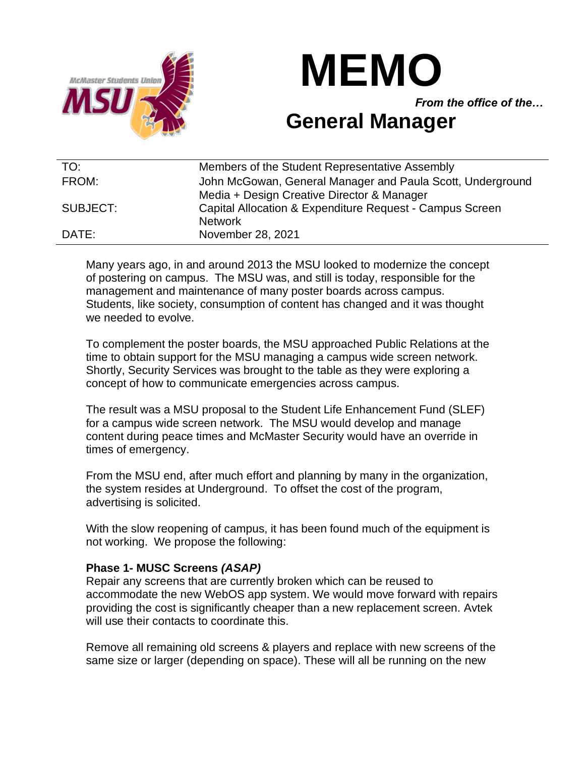# MEMO

*From the office of the…*

## General Manager

| | |
|---|---|
| TO: | Members of the Student Representative Assembly |
| FROM: | John McGowan, General Manager and Paula Scott, Underground Media + Design Creative Director & Manager |
| SUBJECT: | Capital Allocation & Expenditure Request - Campus Screen Network |
| DATE: | November 28, 2021 |

Many years ago, in and around 2013 the MSU looked to modernize the concept of postering on campus. The MSU was, and still is today, responsible for the management and maintenance of many poster boards across campus. Students, like society, consumption of content has changed and it was thought we needed to evolve.

To complement the poster boards, the MSU approached Public Relations at the time to obtain support for the MSU managing a campus wide screen network. Shortly, Security Services was brought to the table as they were exploring a concept of how to communicate emergencies across campus.

The result was a MSU proposal to the Student Life Enhancement Fund (SLEF) for a campus wide screen network. The MSU would develop and manage content during peace times and McMaster Security would have an override in times of emergency.

From the MSU end, after much effort and planning by many in the organization, the system resides at Underground. To offset the cost of the program, advertising is solicited.

With the slow reopening of campus, it has been found much of the equipment is not working. We propose the following:

**Phase 1- MUSC Screens *(ASAP)***

Repair any screens that are currently broken which can be reused to accommodate the new WebOS app system. We would move forward with repairs providing the cost is significantly cheaper than a new replacement screen. Avtek will use their contacts to coordinate this.

Remove all remaining old screens & players and replace with new screens of the same size or larger (depending on space). These will all be running on the new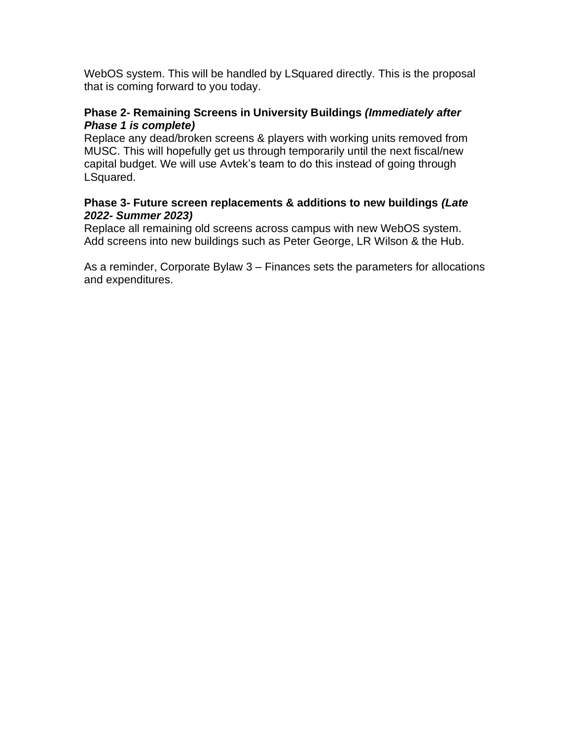WebOS system. This will be handled by LSquared directly. This is the proposal that is coming forward to you today.

**Phase 2- Remaining Screens in University Buildings *(Immediately after Phase 1 is complete)***
Replace any dead/broken screens & players with working units removed from MUSC. This will hopefully get us through temporarily until the next fiscal/new capital budget. We will use Avtek's team to do this instead of going through LSquared.

**Phase 3- Future screen replacements & additions to new buildings *(Late 2022- Summer 2023)***
Replace all remaining old screens across campus with new WebOS system. Add screens into new buildings such as Peter George, LR Wilson & the Hub.

As a reminder, Corporate Bylaw 3 – Finances sets the parameters for allocations and expenditures.